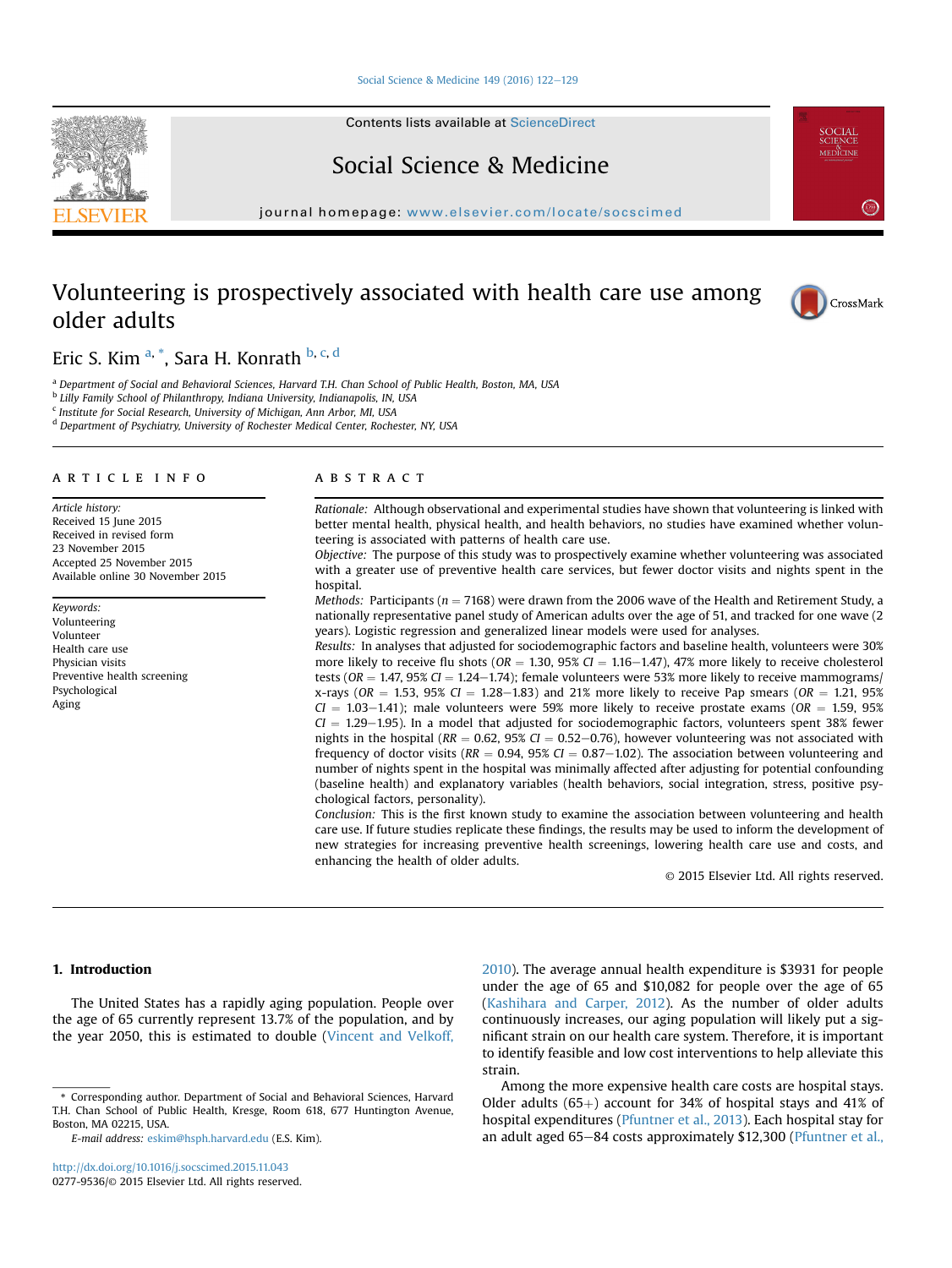# Volunteering is prospectively associated with health care use among older adults

Eric S. Kim [a, *], Sara H. Konrath [b, c, d]

[a] Department of Social and Behavioral Sciences, Harvard T.H. Chan School of Public Health, Boston, MA, USA
[b] Lilly Family School of Philanthropy, Indiana University, Indianapolis, IN, USA
[c] Institute for Social Research, University of Michigan, Ann Arbor, MI, USA
[d] Department of Psychiatry, University of Rochester Medical Center, Rochester, NY, USA

## ARTICLE INFO

*Article history:*
Received 15 June 2015
Received in revised form
23 November 2015
Accepted 25 November 2015
Available online 30 November 2015

*Keywords:*
Volunteering
Volunteer
Health care use
Physician visits
Preventive health screening
Psychological
Aging

## ABSTRACT

*Rationale:* Although observational and experimental studies have shown that volunteering is linked with better mental health, physical health, and health behaviors, no studies have examined whether volunteering is associated with patterns of health care use.

*Objective:* The purpose of this study was to prospectively examine whether volunteering was associated with a greater use of preventive health care services, but fewer doctor visits and nights spent in the hospital.

*Methods:* Participants ($n = 7168$) were drawn from the 2006 wave of the Health and Retirement Study, a nationally representative panel study of American adults over the age of 51, and tracked for one wave (2 years). Logistic regression and generalized linear models were used for analyses.

*Results:* In analyses that adjusted for sociodemographic factors and baseline health, volunteers were 30% more likely to receive flu shots ($OR = 1.30$, 95% $CI = 1.16–1.47$), 47% more likely to receive cholesterol tests ($OR = 1.47$, 95% $CI = 1.24–1.74$); female volunteers were 53% more likely to receive mammograms/x-rays ($OR = 1.53$, 95% $CI = 1.28–1.83$) and 21% more likely to receive Pap smears ($OR = 1.21$, 95% $CI = 1.03–1.41$); male volunteers were 59% more likely to receive prostate exams ($OR = 1.59$, 95% $CI = 1.29–1.95$). In a model that adjusted for sociodemographic factors, volunteers spent 38% fewer nights in the hospital ($RR = 0.62$, 95% $CI = 0.52–0.76$), however volunteering was not associated with frequency of doctor visits ($RR = 0.94$, 95% $CI = 0.87–1.02$). The association between volunteering and number of nights spent in the hospital was minimally affected after adjusting for potential confounding (baseline health) and explanatory variables (health behaviors, social integration, stress, positive psychological factors, personality).

*Conclusion:* This is the first known study to examine the association between volunteering and health care use. If future studies replicate these findings, the results may be used to inform the development of new strategies for increasing preventive health screenings, lowering health care use and costs, and enhancing the health of older adults.

© 2015 Elsevier Ltd. All rights reserved.

## 1. Introduction

The United States has a rapidly aging population. People over the age of 65 currently represent 13.7% of the population, and by the year 2050, this is estimated to double (Vincent and Velkoff, 2010). The average annual health expenditure is $3931 for people under the age of 65 and $10,082 for people over the age of 65 (Kashihara and Carper, 2012). As the number of older adults continuously increases, our aging population will likely put a significant strain on our health care system. Therefore, it is important to identify feasible and low cost interventions to help alleviate this strain.

Among the more expensive health care costs are hospital stays. Older adults (65+) account for 34% of hospital stays and 41% of hospital expenditures (Pfuntner et al., 2013). Each hospital stay for an adult aged 65–84 costs approximately $12,300 (Pfuntner et al.,

\* Corresponding author. Department of Social and Behavioral Sciences, Harvard T.H. Chan School of Public Health, Kresge, Room 618, 677 Huntington Avenue, Boston, MA 02215, USA.

*E-mail address:* eskim@hsph.harvard.edu (E.S. Kim).

http://dx.doi.org/10.1016/j.socscimed.2015.11.043
0277-9536/© 2015 Elsevier Ltd. All rights reserved.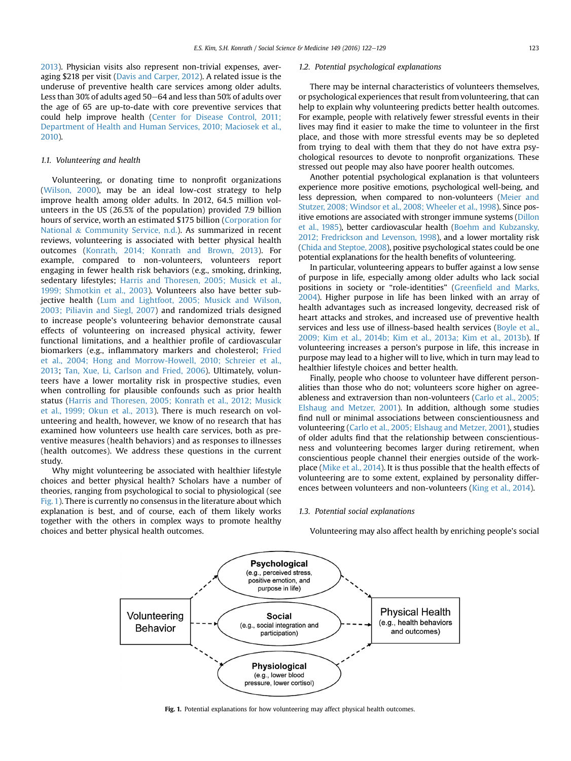2013). Physician visits also represent non-trivial expenses, averaging $218 per visit (Davis and Carper, 2012). A related issue is the underuse of preventive health care services among older adults. Less than 30% of adults aged 50–64 and less than 50% of adults over the age of 65 are up-to-date with core preventive services that could help improve health (Center for Disease Control, 2011; Department of Health and Human Services, 2010; Maciosek et al., 2010).

### 1.1. Volunteering and health

Volunteering, or donating time to nonprofit organizations (Wilson, 2000), may be an ideal low-cost strategy to help improve health among older adults. In 2012, 64.5 million volunteers in the US (26.5% of the population) provided 7.9 billion hours of service, worth an estimated $175 billion (Corporation for National & Community Service, n.d.). As summarized in recent reviews, volunteering is associated with better physical health outcomes (Konrath, 2014; Konrath and Brown, 2013). For example, compared to non-volunteers, volunteers report engaging in fewer health risk behaviors (e.g., smoking, drinking, sedentary lifestyles; Harris and Thoresen, 2005; Musick et al., 1999; Shmotkin et al., 2003). Volunteers also have better subjective health (Lum and Lightfoot, 2005; Musick and Wilson, 2003; Piliavin and Siegl, 2007) and randomized trials designed to increase people's volunteering behavior demonstrate causal effects of volunteering on increased physical activity, fewer functional limitations, and a healthier profile of cardiovascular biomarkers (e.g., inflammatory markers and cholesterol; Fried et al., 2004; Hong and Morrow-Howell, 2010; Schreier et al., 2013; Tan, Xue, Li, Carlson and Fried, 2006). Ultimately, volunteers have a lower mortality risk in prospective studies, even when controlling for plausible confounds such as prior health status (Harris and Thoresen, 2005; Konrath et al., 2012; Musick et al., 1999; Okun et al., 2013). There is much research on volunteering and health, however, we know of no research that has examined how volunteers use health care services, both as preventive measures (health behaviors) and as responses to illnesses (health outcomes). We address these questions in the current study.

Why might volunteering be associated with healthier lifestyle choices and better physical health? Scholars have a number of theories, ranging from psychological to social to physiological (see Fig. 1). There is currently no consensus in the literature about which explanation is best, and of course, each of them likely works together with the others in complex ways to promote healthy choices and better physical health outcomes.

### 1.2. Potential psychological explanations

There may be internal characteristics of volunteers themselves, or psychological experiences that result from volunteering, that can help to explain why volunteering predicts better health outcomes. For example, people with relatively fewer stressful events in their lives may find it easier to make the time to volunteer in the first place, and those with more stressful events may be so depleted from trying to deal with them that they do not have extra psychological resources to devote to nonprofit organizations. These stressed out people may also have poorer health outcomes.

Another potential psychological explanation is that volunteers experience more positive emotions, psychological well-being, and less depression, when compared to non-volunteers (Meier and Stutzer, 2008; Windsor et al., 2008; Wheeler et al., 1998). Since positive emotions are associated with stronger immune systems (Dillon et al., 1985), better cardiovascular health (Boehm and Kubzansky, 2012; Fredrickson and Levenson, 1998), and a lower mortality risk (Chida and Steptoe, 2008), positive psychological states could be one potential explanations for the health benefits of volunteering.

In particular, volunteering appears to buffer against a low sense of purpose in life, especially among older adults who lack social positions in society or "role-identities" (Greenfield and Marks, 2004). Higher purpose in life has been linked with an array of health advantages such as increased longevity, decreased risk of heart attacks and strokes, and increased use of preventive health services and less use of illness-based health services (Boyle et al., 2009; Kim et al., 2014b; Kim et al., 2013a; Kim et al., 2013b). If volunteering increases a person's purpose in life, this increase in purpose may lead to a higher will to live, which in turn may lead to healthier lifestyle choices and better health.

Finally, people who choose to volunteer have different personalities than those who do not; volunteers score higher on agreeableness and extraversion than non-volunteers (Carlo et al., 2005; Elshaug and Metzer, 2001). In addition, although some studies find null or minimal associations between conscientiousness and volunteering (Carlo et al., 2005; Elshaug and Metzer, 2001), studies of older adults find that the relationship between conscientiousness and volunteering becomes larger during retirement, when conscientious people channel their energies outside of the workplace (Mike et al., 2014). It is thus possible that the health effects of volunteering are to some extent, explained by personality differences between volunteers and non-volunteers (King et al., 2014).

### 1.3. Potential social explanations

Volunteering may also affect health by enriching people's social

**Fig. 1.** Potential explanations for how volunteering may affect physical health outcomes.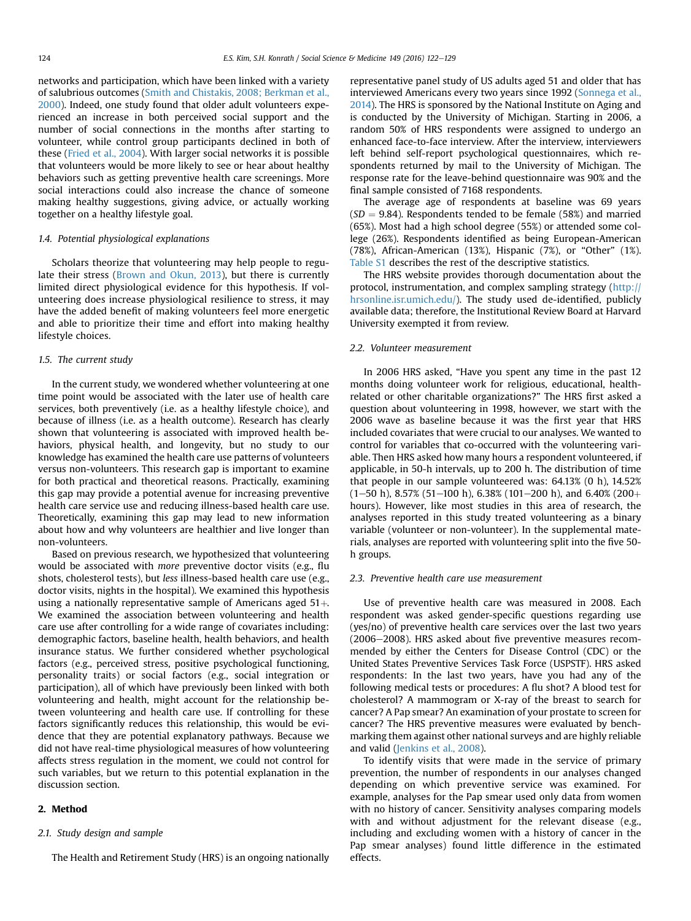networks and participation, which have been linked with a variety of salubrious outcomes (Smith and Chistakis, 2008; Berkman et al., 2000). Indeed, one study found that older adult volunteers experienced an increase in both perceived social support and the number of social connections in the months after starting to volunteer, while control group participants declined in both of these (Fried et al., 2004). With larger social networks it is possible that volunteers would be more likely to see or hear about healthy behaviors such as getting preventive health care screenings. More social interactions could also increase the chance of someone making healthy suggestions, giving advice, or actually working together on a healthy lifestyle goal.

### 1.4. Potential physiological explanations

Scholars theorize that volunteering may help people to regulate their stress (Brown and Okun, 2013), but there is currently limited direct physiological evidence for this hypothesis. If volunteering does increase physiological resilience to stress, it may have the added benefit of making volunteers feel more energetic and able to prioritize their time and effort into making healthy lifestyle choices.

### 1.5. The current study

In the current study, we wondered whether volunteering at one time point would be associated with the later use of health care services, both preventively (i.e. as a healthy lifestyle choice), and because of illness (i.e. as a health outcome). Research has clearly shown that volunteering is associated with improved health behaviors, physical health, and longevity, but no study to our knowledge has examined the health care use patterns of volunteers versus non-volunteers. This research gap is important to examine for both practical and theoretical reasons. Practically, examining this gap may provide a potential avenue for increasing preventive health care service use and reducing illness-based health care use. Theoretically, examining this gap may lead to new information about how and why volunteers are healthier and live longer than non-volunteers.

Based on previous research, we hypothesized that volunteering would be associated with *more* preventive doctor visits (e.g., flu shots, cholesterol tests), but *less* illness-based health care use (e.g., doctor visits, nights in the hospital). We examined this hypothesis using a nationally representative sample of Americans aged 51+. We examined the association between volunteering and health care use after controlling for a wide range of covariates including: demographic factors, baseline health, health behaviors, and health insurance status. We further considered whether psychological factors (e.g., perceived stress, positive psychological functioning, personality traits) or social factors (e.g., social integration or participation), all of which have previously been linked with both volunteering and health, might account for the relationship between volunteering and health care use. If controlling for these factors significantly reduces this relationship, this would be evidence that they are potential explanatory pathways. Because we did not have real-time physiological measures of how volunteering affects stress regulation in the moment, we could not control for such variables, but we return to this potential explanation in the discussion section.

## 2. Method

### 2.1. Study design and sample

The Health and Retirement Study (HRS) is an ongoing nationally representative panel study of US adults aged 51 and older that has interviewed Americans every two years since 1992 (Sonnega et al., 2014). The HRS is sponsored by the National Institute on Aging and is conducted by the University of Michigan. Starting in 2006, a random 50% of HRS respondents were assigned to undergo an enhanced face-to-face interview. After the interview, interviewers left behind self-report psychological questionnaires, which respondents returned by mail to the University of Michigan. The response rate for the leave-behind questionnaire was 90% and the final sample consisted of 7168 respondents.

The average age of respondents at baseline was 69 years ($SD = 9.84$). Respondents tended to be female (58%) and married (65%). Most had a high school degree (55%) or attended some college (26%). Respondents identified as being European-American (78%), African-American (13%), Hispanic (7%), or "Other" (1%). Table S1 describes the rest of the descriptive statistics.

The HRS website provides thorough documentation about the protocol, instrumentation, and complex sampling strategy (http://hrsonline.isr.umich.edu/). The study used de-identified, publicly available data; therefore, the Institutional Review Board at Harvard University exempted it from review.

### 2.2. Volunteer measurement

In 2006 HRS asked, "Have you spent any time in the past 12 months doing volunteer work for religious, educational, health-related or other charitable organizations?" The HRS first asked a question about volunteering in 1998, however, we start with the 2006 wave as baseline because it was the first year that HRS included covariates that were crucial to our analyses. We wanted to control for variables that co-occurred with the volunteering variable. Then HRS asked how many hours a respondent volunteered, if applicable, in 50-h intervals, up to 200 h. The distribution of time that people in our sample volunteered was: 64.13% (0 h), 14.52% (1–50 h), 8.57% (51–100 h), 6.38% (101–200 h), and 6.40% (200+ hours). However, like most studies in this area of research, the analyses reported in this study treated volunteering as a binary variable (volunteer or non-volunteer). In the supplemental materials, analyses are reported with volunteering split into the five 50-h groups.

### 2.3. Preventive health care use measurement

Use of preventive health care was measured in 2008. Each respondent was asked gender-specific questions regarding use (yes/no) of preventive health care services over the last two years (2006–2008). HRS asked about five preventive measures recommended by either the Centers for Disease Control (CDC) or the United States Preventive Services Task Force (USPSTF). HRS asked respondents: In the last two years, have you had any of the following medical tests or procedures: A flu shot? A blood test for cholesterol? A mammogram or X-ray of the breast to search for cancer? A Pap smear? An examination of your prostate to screen for cancer? The HRS preventive measures were evaluated by benchmarking them against other national surveys and are highly reliable and valid (Jenkins et al., 2008).

To identify visits that were made in the service of primary prevention, the number of respondents in our analyses changed depending on which preventive service was examined. For example, analyses for the Pap smear used only data from women with no history of cancer. Sensitivity analyses comparing models with and without adjustment for the relevant disease (e.g., including and excluding women with a history of cancer in the Pap smear analyses) found little difference in the estimated effects.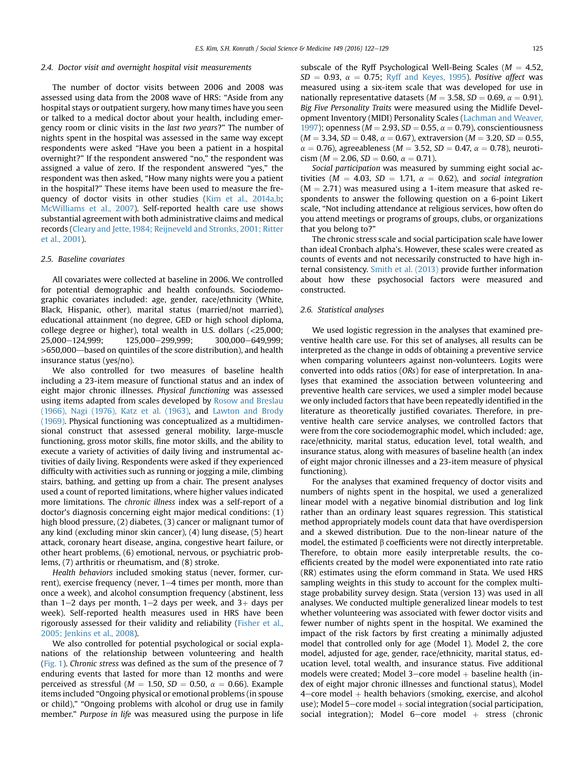### 2.4. Doctor visit and overnight hospital visit measurements

The number of doctor visits between 2006 and 2008 was assessed using data from the 2008 wave of HRS: "Aside from any hospital stays or outpatient surgery, how many times have you seen or talked to a medical doctor about your health, including emergency room or clinic visits in the *last two years*?" The number of nights spent in the hospital was assessed in the same way except respondents were asked "Have you been a patient in a hospital overnight?" If the respondent answered "no," the respondent was assigned a value of zero. If the respondent answered "yes," the respondent was then asked, "How many nights were you a patient in the hospital?" These items have been used to measure the frequency of doctor visits in other studies (Kim et al., 2014a,b; McWilliams et al., 2007). Self-reported health care use shows substantial agreement with both administrative claims and medical records (Cleary and Jette, 1984; Reijneveld and Stronks, 2001; Ritter et al., 2001).

### 2.5. Baseline covariates

All covariates were collected at baseline in 2006. We controlled for potential demographic and health confounds. Sociodemographic covariates included: age, gender, race/ethnicity (White, Black, Hispanic, other), marital status (married/not married), educational attainment (no degree, GED or high school diploma, college degree or higher), total wealth in U.S. dollars (<25,000; 25,000–124,999; 125,000–299,999; 300,000–649,999; >650,000—based on quintiles of the score distribution), and health insurance status (yes/no).

We also controlled for two measures of baseline health including a 23-item measure of functional status and an index of eight major chronic illnesses. *Physical functioning* was assessed using items adapted from scales developed by Rosow and Breslau (1966), Nagi (1976), Katz et al. (1963), and Lawton and Brody (1969). Physical functioning was conceptualized as a multidimensional construct that assessed general mobility, large-muscle functioning, gross motor skills, fine motor skills, and the ability to execute a variety of activities of daily living and instrumental activities of daily living. Respondents were asked if they experienced difficulty with activities such as running or jogging a mile, climbing stairs, bathing, and getting up from a chair. The present analyses used a count of reported limitations, where higher values indicated more limitations. The *chronic illness* index was a self-report of a doctor's diagnosis concerning eight major medical conditions: (1) high blood pressure, (2) diabetes, (3) cancer or malignant tumor of any kind (excluding minor skin cancer), (4) lung disease, (5) heart attack, coronary heart disease, angina, congestive heart failure, or other heart problems, (6) emotional, nervous, or psychiatric problems, (7) arthritis or rheumatism, and (8) stroke.

*Health behaviors* included smoking status (never, former, current), exercise frequency (never, 1–4 times per month, more than once a week), and alcohol consumption frequency (abstinent, less than 1–2 days per month, 1–2 days per week, and 3+ days per week). Self-reported health measures used in HRS have been rigorously assessed for their validity and reliability (Fisher et al., 2005; Jenkins et al., 2008).

We also controlled for potential psychological or social explanations of the relationship between volunteering and health (Fig. 1). *Chronic stress* was defined as the sum of the presence of 7 enduring events that lasted for more than 12 months and were perceived as stressful ($M = 1.50$, $SD = 0.50$, $\alpha = 0.66$). Example items included "Ongoing physical or emotional problems (in spouse or child)," "Ongoing problems with alcohol or drug use in family member." *Purpose in life* was measured using the purpose in life subscale of the Ryff Psychological Well-Being Scales ($M = 4.52$, $SD = 0.93$, $\alpha = 0.75$; Ryff and Keyes, 1995). *Positive affect* was measured using a six-item scale that was developed for use in nationally representative datasets ($M = 3.58$, $SD = 0.69$, $\alpha = 0.91$). *Big Five Personality Traits* were measured using the Midlife Development Inventory (MIDI) Personality Scales (Lachman and Weaver, 1997); openness ($M = 2.93$, $SD = 0.55$, $\alpha = 0.79$), conscientiousness ($M = 3.34$, $SD = 0.48$, $\alpha = 0.67$), extraversion ($M = 3.20$, $SD = 0.55$, $\alpha = 0.76$), agreeableness ($M = 3.52$, $SD = 0.47$, $\alpha = 0.78$), neuroticism ($M = 2.06$, $SD = 0.60$, $\alpha = 0.71$).

*Social participation* was measured by summing eight social activities ($M = 4.03$, $SD = 1.71$, $\alpha = 0.62$), and *social integration* ($M = 2.71$) was measured using a 1-item measure that asked respondents to answer the following question on a 6-point Likert scale, "Not including attendance at religious services, how often do you attend meetings or programs of groups, clubs, or organizations that you belong to?"

The chronic stress scale and social participation scale have lower than ideal Cronbach alpha's. However, these scales were created as counts of events and not necessarily constructed to have high internal consistency. Smith et al. (2013) provide further information about how these psychosocial factors were measured and constructed.

### 2.6. Statistical analyses

We used logistic regression in the analyses that examined preventive health care use. For this set of analyses, all results can be interpreted as the change in odds of obtaining a preventive service when comparing volunteers against non-volunteers. Logits were converted into odds ratios (*ORs*) for ease of interpretation. In analyses that examined the association between volunteering and preventive health care services, we used a simpler model because we only included factors that have been repeatedly identified in the literature as theoretically justified covariates. Therefore, in preventive health care service analyses, we controlled factors that were from the core sociodemographic model, which included: age, race/ethnicity, marital status, education level, total wealth, and insurance status, along with measures of baseline health (an index of eight major chronic illnesses and a 23-item measure of physical functioning).

For the analyses that examined frequency of doctor visits and numbers of nights spent in the hospital, we used a generalized linear model with a negative binomial distribution and log link rather than an ordinary least squares regression. This statistical method appropriately models count data that have overdispersion and a skewed distribution. Due to the non-linear nature of the model, the estimated β coefficients were not directly interpretable. Therefore, to obtain more easily interpretable results, the coefficients created by the model were exponentiated into rate ratio (RR) estimates using the eform command in Stata. We used HRS sampling weights in this study to account for the complex multistage probability survey design. Stata (version 13) was used in all analyses. We conducted multiple generalized linear models to test whether volunteering was associated with fewer doctor visits and fewer number of nights spent in the hospital. We examined the impact of the risk factors by first creating a minimally adjusted model that controlled only for age (Model 1). Model 2, the core model, adjusted for age, gender, race/ethnicity, marital status, education level, total wealth, and insurance status. Five additional models were created; Model 3—core model + baseline health (index of eight major chronic illnesses and functional status), Model 4—core model + health behaviors (smoking, exercise, and alcohol use); Model 5—core model + social integration (social participation, social integration); Model 6—core model + stress (chronic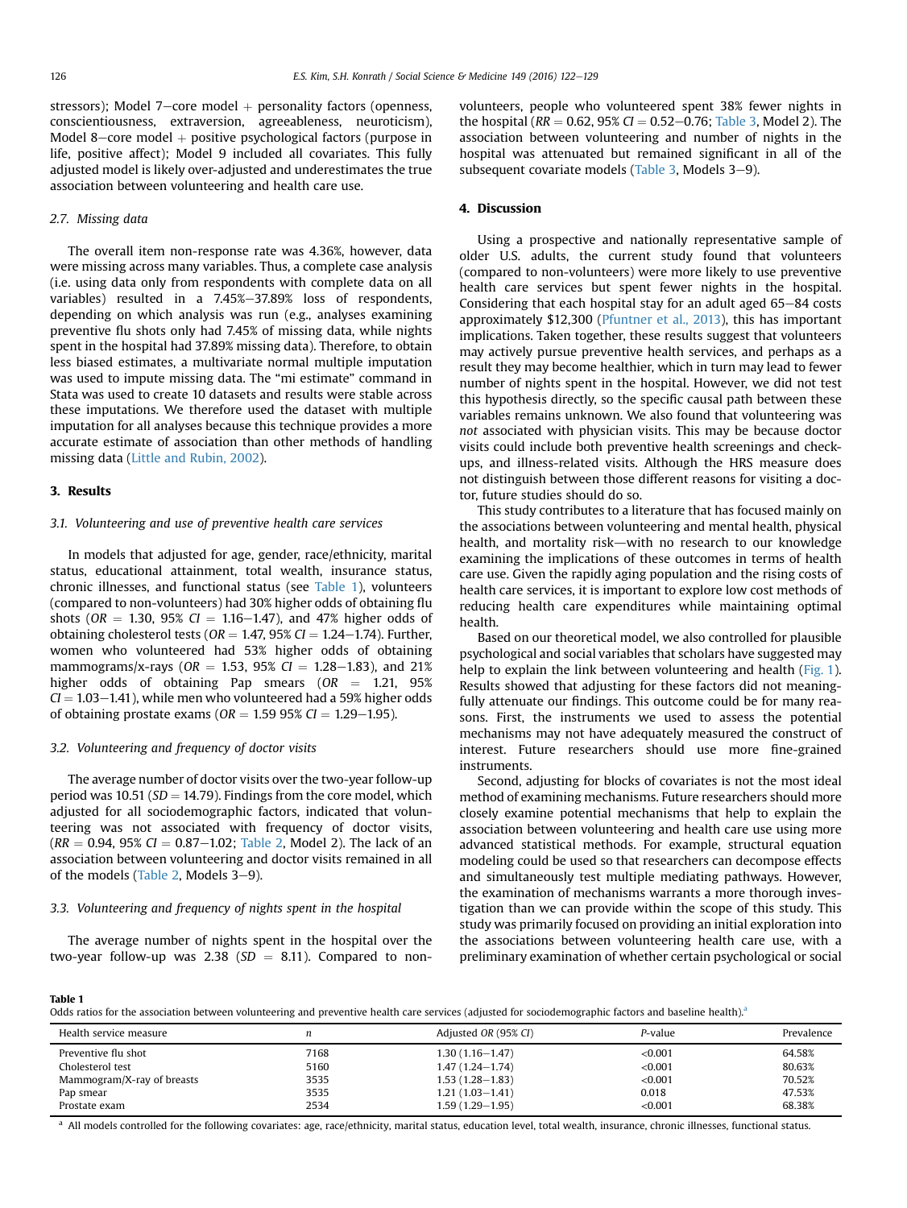stressors); Model 7—core model + personality factors (openness, conscientiousness, extraversion, agreeableness, neuroticism), Model 8—core model + positive psychological factors (purpose in life, positive affect); Model 9 included all covariates. This fully adjusted model is likely over-adjusted and underestimates the true association between volunteering and health care use.

### 2.7. Missing data

The overall item non-response rate was 4.36%, however, data were missing across many variables. Thus, a complete case analysis (i.e. using data only from respondents with complete data on all variables) resulted in a 7.45%–37.89% loss of respondents, depending on which analysis was run (e.g., analyses examining preventive flu shots only had 7.45% of missing data, while nights spent in the hospital had 37.89% missing data). Therefore, to obtain less biased estimates, a multivariate normal multiple imputation was used to impute missing data. The "mi estimate" command in Stata was used to create 10 datasets and results were stable across these imputations. We therefore used the dataset with multiple imputation for all analyses because this technique provides a more accurate estimate of association than other methods of handling missing data (Little and Rubin, 2002).

## 3. Results

### 3.1. Volunteering and use of preventive health care services

In models that adjusted for age, gender, race/ethnicity, marital status, educational attainment, total wealth, insurance status, chronic illnesses, and functional status (see Table 1), volunteers (compared to non-volunteers) had 30% higher odds of obtaining flu shots ($OR = 1.30$, 95% $CI = 1.16–1.47$), and 47% higher odds of obtaining cholesterol tests ($OR = 1.47$, 95% $CI = 1.24–1.74$). Further, women who volunteered had 53% higher odds of obtaining mammograms/x-rays ($OR = 1.53$, 95% $CI = 1.28–1.83$), and 21% higher odds of obtaining Pap smears ($OR = 1.21$, 95% $CI = 1.03–1.41$), while men who volunteered had a 59% higher odds of obtaining prostate exams ($OR = 1.59$ 95% $CI = 1.29–1.95$).

### 3.2. Volunteering and frequency of doctor visits

The average number of doctor visits over the two-year follow-up period was 10.51 ($SD = 14.79$). Findings from the core model, which adjusted for all sociodemographic factors, indicated that volunteering was not associated with frequency of doctor visits, ($RR = 0.94$, 95% $CI = 0.87–1.02$; Table 2, Model 2). The lack of an association between volunteering and doctor visits remained in all of the models (Table 2, Models 3–9).

### 3.3. Volunteering and frequency of nights spent in the hospital

The average number of nights spent in the hospital over the two-year follow-up was 2.38 ($SD = 8.11$). Compared to non-volunteers, people who volunteered spent 38% fewer nights in the hospital ($RR = 0.62$, 95% $CI = 0.52–0.76$; Table 3, Model 2). The association between volunteering and number of nights in the hospital was attenuated but remained significant in all of the subsequent covariate models (Table 3, Models 3–9).

## 4. Discussion

Using a prospective and nationally representative sample of older U.S. adults, the current study found that volunteers (compared to non-volunteers) were more likely to use preventive health care services but spent fewer nights in the hospital. Considering that each hospital stay for an adult aged 65–84 costs approximately $12,300 (Pfuntner et al., 2013), this has important implications. Taken together, these results suggest that volunteers may actively pursue preventive health services, and perhaps as a result they may become healthier, which in turn may lead to fewer number of nights spent in the hospital. However, we did not test this hypothesis directly, so the specific causal path between these variables remains unknown. We also found that volunteering was *not* associated with physician visits. This may be because doctor visits could include both preventive health screenings and check-ups, and illness-related visits. Although the HRS measure does not distinguish between these different reasons for visiting a doctor, future studies should do so.

This study contributes to a literature that has focused mainly on the associations between volunteering and mental health, physical health, and mortality risk—with no research to our knowledge examining the implications of these outcomes in terms of health care use. Given the rapidly aging population and the rising costs of health care services, it is important to explore low cost methods of reducing health care expenditures while maintaining optimal health.

Based on our theoretical model, we also controlled for plausible psychological and social variables that scholars have suggested may help to explain the link between volunteering and health (Fig. 1). Results showed that adjusting for these factors did not meaningfully attenuate our findings. This outcome could be for many reasons. First, the instruments we used to assess the potential mechanisms may not have adequately measured the construct of interest. Future researchers should use more fine-grained instruments.

Second, adjusting for blocks of covariates is not the most ideal method of examining mechanisms. Future researchers should more closely examine potential mechanisms that help to explain the association between volunteering and health care use using more advanced statistical methods. For example, structural equation modeling could be used so that researchers can decompose effects and simultaneously test multiple mediating pathways. However, the examination of mechanisms warrants a more thorough investigation than we can provide within the scope of this study. This study was primarily focused on providing an initial exploration into the associations between volunteering health care use, with a preliminary examination of whether certain psychological or social

**Table 1**
Odds ratios for the association between volunteering and preventive health care services (adjusted for sociodemographic factors and baseline health).[a]

| Health service measure | n | Adjusted OR (95% CI) | P-value | Prevalence |
|---|---|---|---|---|
| Preventive flu shot | 7168 | 1.30 (1.16–1.47) | <0.001 | 64.58% |
| Cholesterol test | 5160 | 1.47 (1.24–1.74) | <0.001 | 80.63% |
| Mammogram/X-ray of breasts | 3535 | 1.53 (1.28–1.83) | <0.001 | 70.52% |
| Pap smear | 3535 | 1.21 (1.03–1.41) | 0.018 | 47.53% |
| Prostate exam | 2534 | 1.59 (1.29–1.95) | <0.001 | 68.38% |

[a] All models controlled for the following covariates: age, race/ethnicity, marital status, education level, total wealth, insurance, chronic illnesses, functional status.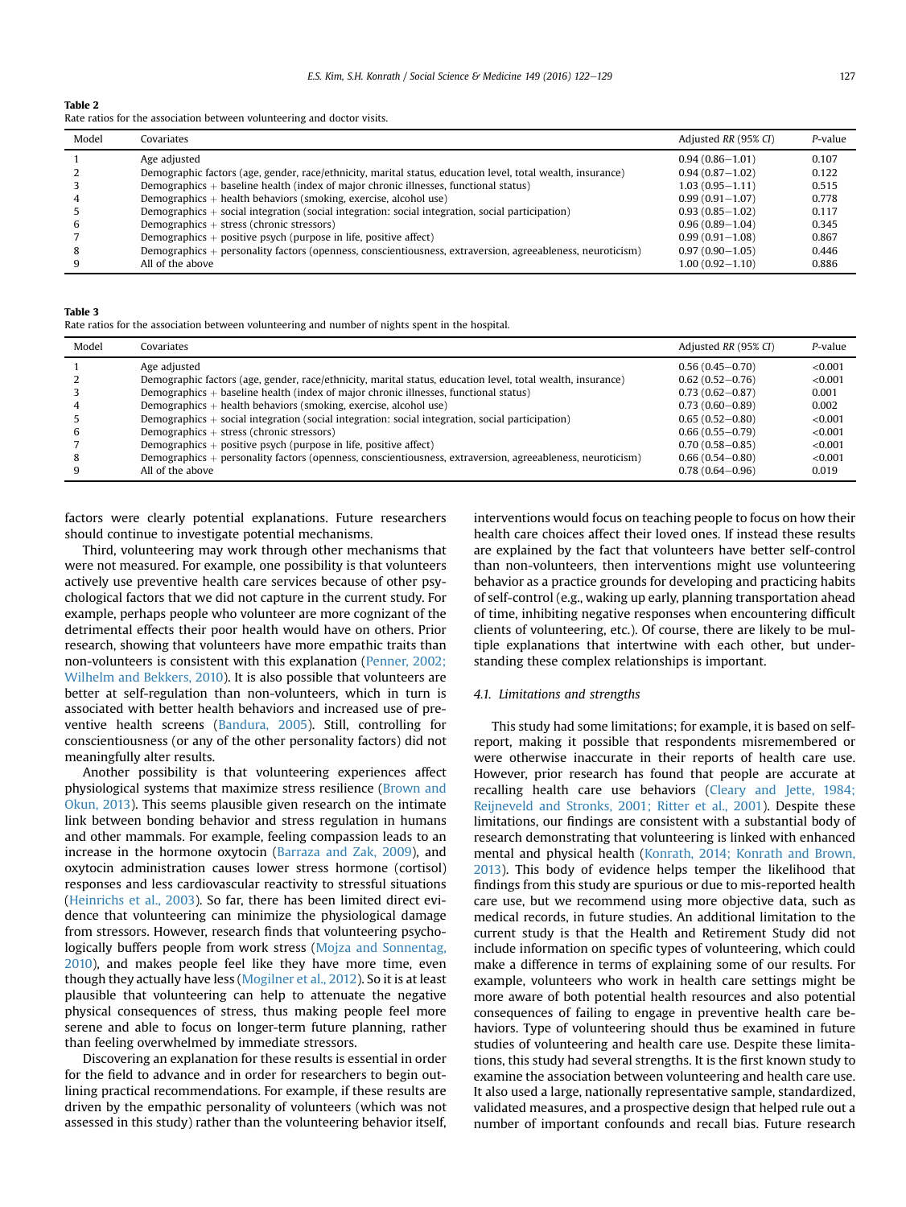**Table 2**
Rate ratios for the association between volunteering and doctor visits.

| Model | Covariates | Adjusted *RR* (95% *CI*) | *P*-value |
|---|---|---|---|
| 1 | Age adjusted | 0.94 (0.86–1.01) | 0.107 |
| 2 | Demographic factors (age, gender, race/ethnicity, marital status, education level, total wealth, insurance) | 0.94 (0.87–1.02) | 0.122 |
| 3 | Demographics + baseline health (index of major chronic illnesses, functional status) | 1.03 (0.95–1.11) | 0.515 |
| 4 | Demographics + health behaviors (smoking, exercise, alcohol use) | 0.99 (0.91–1.07) | 0.778 |
| 5 | Demographics + social integration (social integration: social integration, social participation) | 0.93 (0.85–1.02) | 0.117 |
| 6 | Demographics + stress (chronic stressors) | 0.96 (0.89–1.04) | 0.345 |
| 7 | Demographics + positive psych (purpose in life, positive affect) | 0.99 (0.91–1.08) | 0.867 |
| 8 | Demographics + personality factors (openness, conscientiousness, extraversion, agreeableness, neuroticism) | 0.97 (0.90–1.05) | 0.446 |
| 9 | All of the above | 1.00 (0.92–1.10) | 0.886 |

**Table 3**
Rate ratios for the association between volunteering and number of nights spent in the hospital.

| Model | Covariates | Adjusted *RR* (95% *CI*) | *P*-value |
|---|---|---|---|
| 1 | Age adjusted | 0.56 (0.45–0.70) | <0.001 |
| 2 | Demographic factors (age, gender, race/ethnicity, marital status, education level, total wealth, insurance) | 0.62 (0.52–0.76) | <0.001 |
| 3 | Demographics + baseline health (index of major chronic illnesses, functional status) | 0.73 (0.62–0.87) | 0.001 |
| 4 | Demographics + health behaviors (smoking, exercise, alcohol use) | 0.73 (0.60–0.89) | 0.002 |
| 5 | Demographics + social integration (social integration: social integration, social participation) | 0.65 (0.52–0.80) | <0.001 |
| 6 | Demographics + stress (chronic stressors) | 0.66 (0.55–0.79) | <0.001 |
| 7 | Demographics + positive psych (purpose in life, positive affect) | 0.70 (0.58–0.85) | <0.001 |
| 8 | Demographics + personality factors (openness, conscientiousness, extraversion, agreeableness, neuroticism) | 0.66 (0.54–0.80) | <0.001 |
| 9 | All of the above | 0.78 (0.64–0.96) | 0.019 |

factors were clearly potential explanations. Future researchers should continue to investigate potential mechanisms.

Third, volunteering may work through other mechanisms that were not measured. For example, one possibility is that volunteers actively use preventive health care services because of other psychological factors that we did not capture in the current study. For example, perhaps people who volunteer are more cognizant of the detrimental effects their poor health would have on others. Prior research, showing that volunteers have more empathic traits than non-volunteers is consistent with this explanation (Penner, 2002; Wilhelm and Bekkers, 2010). It is also possible that volunteers are better at self-regulation than non-volunteers, which in turn is associated with better health behaviors and increased use of preventive health screens (Bandura, 2005). Still, controlling for conscientiousness (or any of the other personality factors) did not meaningfully alter results.

Another possibility is that volunteering experiences affect physiological systems that maximize stress resilience (Brown and Okun, 2013). This seems plausible given research on the intimate link between bonding behavior and stress regulation in humans and other mammals. For example, feeling compassion leads to an increase in the hormone oxytocin (Barraza and Zak, 2009), and oxytocin administration causes lower stress hormone (cortisol) responses and less cardiovascular reactivity to stressful situations (Heinrichs et al., 2003). So far, there has been limited direct evidence that volunteering can minimize the physiological damage from stressors. However, research finds that volunteering psychologically buffers people from work stress (Mojza and Sonnentag, 2010), and makes people feel like they have more time, even though they actually have less (Mogilner et al., 2012). So it is at least plausible that volunteering can help to attenuate the negative physical consequences of stress, thus making people feel more serene and able to focus on longer-term future planning, rather than feeling overwhelmed by immediate stressors.

Discovering an explanation for these results is essential in order for the field to advance and in order for researchers to begin outlining practical recommendations. For example, if these results are driven by the empathic personality of volunteers (which was not assessed in this study) rather than the volunteering behavior itself, interventions would focus on teaching people to focus on how their health care choices affect their loved ones. If instead these results are explained by the fact that volunteers have better self-control than non-volunteers, then interventions might use volunteering behavior as a practice grounds for developing and practicing habits of self-control (e.g., waking up early, planning transportation ahead of time, inhibiting negative responses when encountering difficult clients of volunteering, etc.). Of course, there are likely to be multiple explanations that intertwine with each other, but understanding these complex relationships is important.

### 4.1. Limitations and strengths

This study had some limitations; for example, it is based on self-report, making it possible that respondents misremembered or were otherwise inaccurate in their reports of health care use. However, prior research has found that people are accurate at recalling health care use behaviors (Cleary and Jette, 1984; Reijneveld and Stronks, 2001; Ritter et al., 2001). Despite these limitations, our findings are consistent with a substantial body of research demonstrating that volunteering is linked with enhanced mental and physical health (Konrath, 2014; Konrath and Brown, 2013). This body of evidence helps temper the likelihood that findings from this study are spurious or due to mis-reported health care use, but we recommend using more objective data, such as medical records, in future studies. An additional limitation to the current study is that the Health and Retirement Study did not include information on specific types of volunteering, which could make a difference in terms of explaining some of our results. For example, volunteers who work in health care settings might be more aware of both potential health resources and also potential consequences of failing to engage in preventive health care behaviors. Type of volunteering should thus be examined in future studies of volunteering and health care use. Despite these limitations, this study had several strengths. It is the first known study to examine the association between volunteering and health care use. It also used a large, nationally representative sample, standardized, validated measures, and a prospective design that helped rule out a number of important confounds and recall bias. Future research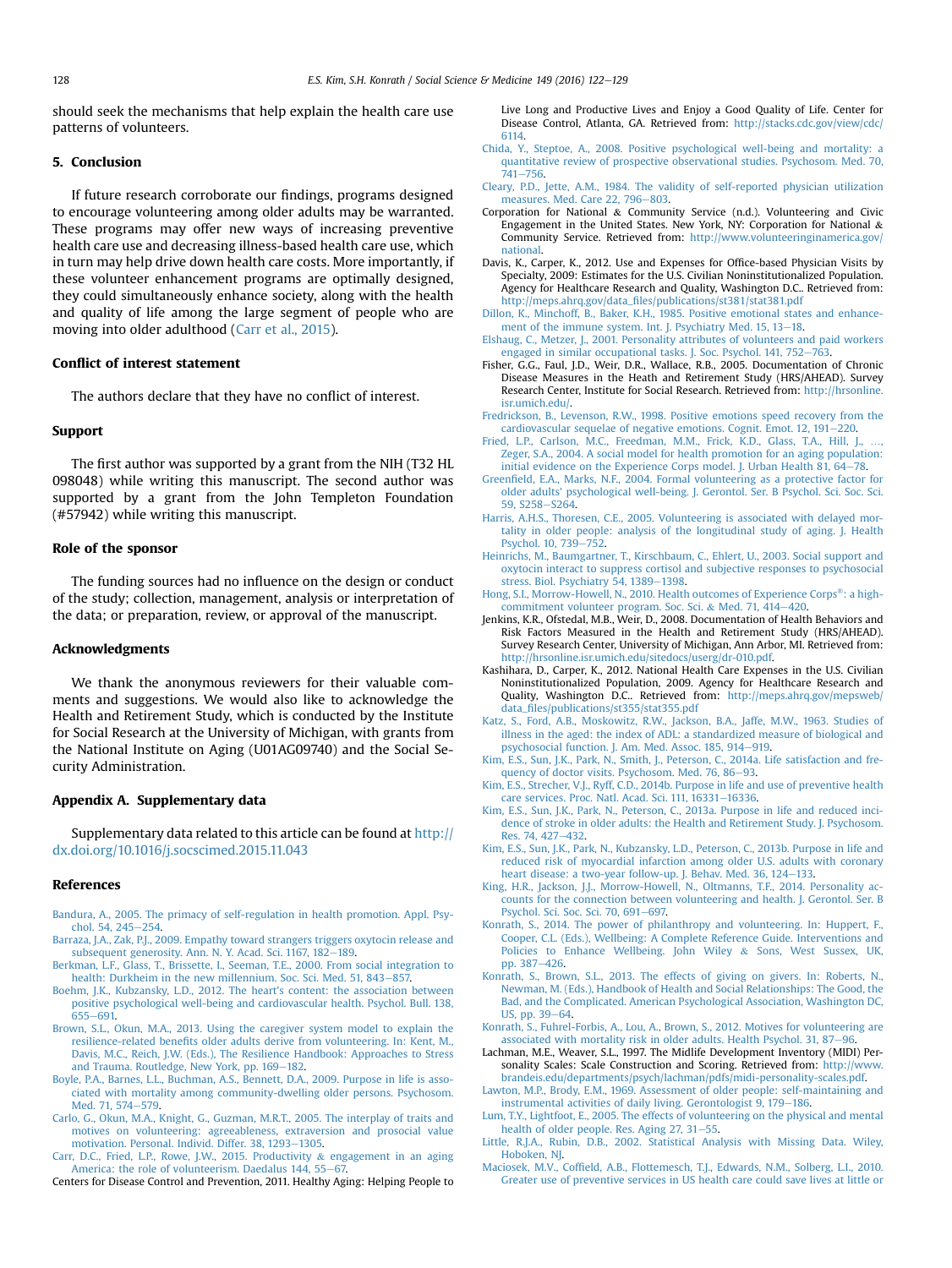should seek the mechanisms that help explain the health care use patterns of volunteers.

## 5. Conclusion

If future research corroborate our findings, programs designed to encourage volunteering among older adults may be warranted. These programs may offer new ways of increasing preventive health care use and decreasing illness-based health care use, which in turn may help drive down health care costs. More importantly, if these volunteer enhancement programs are optimally designed, they could simultaneously enhance society, along with the health and quality of life among the large segment of people who are moving into older adulthood (Carr et al., 2015).

### Conflict of interest statement

The authors declare that they have no conflict of interest.

### Support

The first author was supported by a grant from the NIH (T32 HL 098048) while writing this manuscript. The second author was supported by a grant from the John Templeton Foundation (#57942) while writing this manuscript.

### Role of the sponsor

The funding sources had no influence on the design or conduct of the study; collection, management, analysis or interpretation of the data; or preparation, review, or approval of the manuscript.

### Acknowledgments

We thank the anonymous reviewers for their valuable comments and suggestions. We would also like to acknowledge the Health and Retirement Study, which is conducted by the Institute for Social Research at the University of Michigan, with grants from the National Institute on Aging (U01AG09740) and the Social Security Administration.

### Appendix A. Supplementary data

Supplementary data related to this article can be found at http://dx.doi.org/10.1016/j.socscimed.2015.11.043

### References

Bandura, A., 2005. The primacy of self-regulation in health promotion. Appl. Psychol. 54, 245–254.

Barraza, J.A., Zak, P.J., 2009. Empathy toward strangers triggers oxytocin release and subsequent generosity. Ann. N. Y. Acad. Sci. 1167, 182–189.

Berkman, L.F., Glass, T., Brissette, I., Seeman, T.E., 2000. From social integration to health: Durkheim in the new millennium. Soc. Sci. Med. 51, 843–857.

Boehm, J.K., Kubzansky, L.D., 2012. The heart's content: the association between positive psychological well-being and cardiovascular health. Psychol. Bull. 138, 655–691.

Brown, S.L., Okun, M.A., 2013. Using the caregiver system model to explain the resilience-related benefits older adults derive from volunteering. In: Kent, M., Davis, M.C., Reich, J.W. (Eds.), The Resilience Handbook: Approaches to Stress and Trauma. Routledge, New York, pp. 169–182.

Boyle, P.A., Barnes, L.L., Buchman, A.S., Bennett, D.A., 2009. Purpose in life is associated with mortality among community-dwelling older persons. Psychosom. Med. 71, 574–579.

Carlo, G., Okun, M.A., Knight, G., Guzman, M.R.T., 2005. The interplay of traits and motives on volunteering: agreeableness, extraversion and prosocial value motivation. Personal. Individ. Differ. 38, 1293–1305.

Carr, D.C., Fried, L.P., Rowe, J.W., 2015. Productivity & engagement in an aging America: the role of volunteerism. Daedalus 144, 55–67.

Centers for Disease Control and Prevention, 2011. Healthy Aging: Helping People to Live Long and Productive Lives and Enjoy a Good Quality of Life. Center for Disease Control, Atlanta, GA. Retrieved from: http://stacks.cdc.gov/view/cdc/6114.

Chida, Y., Steptoe, A., 2008. Positive psychological well-being and mortality: a quantitative review of prospective observational studies. Psychosom. Med. 70, 741–756.

Cleary, P.D., Jette, A.M., 1984. The validity of self-reported physician utilization measures. Med. Care 22, 796–803.

Corporation for National & Community Service (n.d.). Volunteering and Civic Engagement in the United States. New York, NY: Corporation for National & Community Service. Retrieved from: http://www.volunteeringinamerica.gov/national.

Davis, K., Carper, K., 2012. Use and Expenses for Office-based Physician Visits by Specialty, 2009: Estimates for the U.S. Civilian Noninstitutionalized Population. Agency for Healthcare Research and Quality, Washington D.C.. Retrieved from: http://meps.ahrq.gov/data_files/publications/st381/stat381.pdf

Dillon, K., Minchoff, B., Baker, K.H., 1985. Positive emotional states and enhancement of the immune system. Int. J. Psychiatry Med. 15, 13–18.

Elshaug, C., Metzer, J., 2001. Personality attributes of volunteers and paid workers engaged in similar occupational tasks. J. Soc. Psychol. 141, 752–763.

Fisher, G.G., Faul, J.D., Weir, D.R., Wallace, R.B., 2005. Documentation of Chronic Disease Measures in the Heath and Retirement Study (HRS/AHEAD). Survey Research Center, Institute for Social Research. Retrieved from: http://hrsonline.isr.umich.edu/.

Fredrickson, B., Levenson, R.W., 1998. Positive emotions speed recovery from the cardiovascular sequelae of negative emotions. Cognit. Emot. 12, 191–220.

Fried, L.P., Carlson, M.C., Freedman, M.M., Frick, K.D., Glass, T.A., Hill, J., …, Zeger, S.A., 2004. A social model for health promotion for an aging population: initial evidence on the Experience Corps model. J. Urban Health 81, 64–78.

Greenfield, E.A., Marks, N.F., 2004. Formal volunteering as a protective factor for older adults' psychological well-being. J. Gerontol. Ser. B Psychol. Sci. Soc. Sci. 59, S258–S264.

Harris, A.H.S., Thoresen, C.E., 2005. Volunteering is associated with delayed mortality in older people: analysis of the longitudinal study of aging. J. Health Psychol. 10, 739–752.

Heinrichs, M., Baumgartner, T., Kirschbaum, C., Ehlert, U., 2003. Social support and oxytocin interact to suppress cortisol and subjective responses to psychosocial stress. Biol. Psychiatry 54, 1389–1398.

Hong, S.I., Morrow-Howell, N., 2010. Health outcomes of Experience Corps®: a high-commitment volunteer program. Soc. Sci. & Med. 71, 414–420.

Jenkins, K.R., Ofstedal, M.B., Weir, D., 2008. Documentation of Health Behaviors and Risk Factors Measured in the Health and Retirement Study (HRS/AHEAD). Survey Research Center, University of Michigan, Ann Arbor, MI. Retrieved from: http://hrsonline.isr.umich.edu/sitedocs/userg/dr-010.pdf.

Kashihara, D., Carper, K., 2012. National Health Care Expenses in the U.S. Civilian Noninstitutionalized Population, 2009. Agency for Healthcare Research and Quality, Washington D.C.. Retrieved from: http://meps.ahrq.gov/mepsweb/data_files/publications/st355/stat355.pdf

Katz, S., Ford, A.B., Moskowitz, R.W., Jackson, B.A., Jaffe, M.W., 1963. Studies of illness in the aged: the index of ADL: a standardized measure of biological and psychosocial function. J. Am. Med. Assoc. 185, 914–919.

Kim, E.S., Sun, J.K., Park, N., Smith, J., Peterson, C., 2014a. Life satisfaction and frequency of doctor visits. Psychosom. Med. 76, 86–93.

Kim, E.S., Strecher, V.J., Ryff, C.D., 2014b. Purpose in life and use of preventive health care services. Proc. Natl. Acad. Sci. 111, 16331–16336.

Kim, E.S., Sun, J.K., Park, N., Peterson, C., 2013a. Purpose in life and reduced incidence of stroke in older adults: the Health and Retirement Study. J. Psychosom. Res. 74, 427–432.

Kim, E.S., Sun, J.K., Park, N., Kubzansky, L.D., Peterson, C., 2013b. Purpose in life and reduced risk of myocardial infarction among older U.S. adults with coronary heart disease: a two-year follow-up. J. Behav. Med. 36, 124–133.

King, H.R., Jackson, J.J., Morrow-Howell, N., Oltmanns, T.F., 2014. Personality accounts for the connection between volunteering and health. J. Gerontol. Ser. B Psychol. Sci. Soc. Sci. 70, 691–697.

Konrath, S., 2014. The power of philanthropy and volunteering. In: Huppert, F., Cooper, C.L. (Eds.), Wellbeing: A Complete Reference Guide. Interventions and Policies to Enhance Wellbeing. John Wiley & Sons, West Sussex, UK, pp. 387–426.

Konrath, S., Brown, S.L., 2013. The effects of giving on givers. In: Roberts, N., Newman, M. (Eds.), Handbook of Health and Social Relationships: The Good, the Bad, and the Complicated. American Psychological Association, Washington DC, US, pp. 39–64.

Konrath, S., Fuhrel-Forbis, A., Lou, A., Brown, S., 2012. Motives for volunteering are associated with mortality risk in older adults. Health Psychol. 31, 87–96.

Lachman, M.E., Weaver, S.L., 1997. The Midlife Development Inventory (MIDI) Personality Scales: Scale Construction and Scoring. Retrieved from: http://www.brandeis.edu/departments/psych/lachman/pdfs/midi-personality-scales.pdf.

Lawton, M.P., Brody, E.M., 1969. Assessment of older people: self-maintaining and instrumental activities of daily living. Gerontologist 9, 179–186.

Lum, T.Y., Lightfoot, E., 2005. The effects of volunteering on the physical and mental health of older people. Res. Aging 27, 31–55.

Little, R.J.A., Rubin, D.B., 2002. Statistical Analysis with Missing Data. Wiley, Hoboken, NJ.

Maciosek, M.V., Coffield, A.B., Flottemesch, T.J., Edwards, N.M., Solberg, L.I., 2010. Greater use of preventive services in US health care could save lives at little or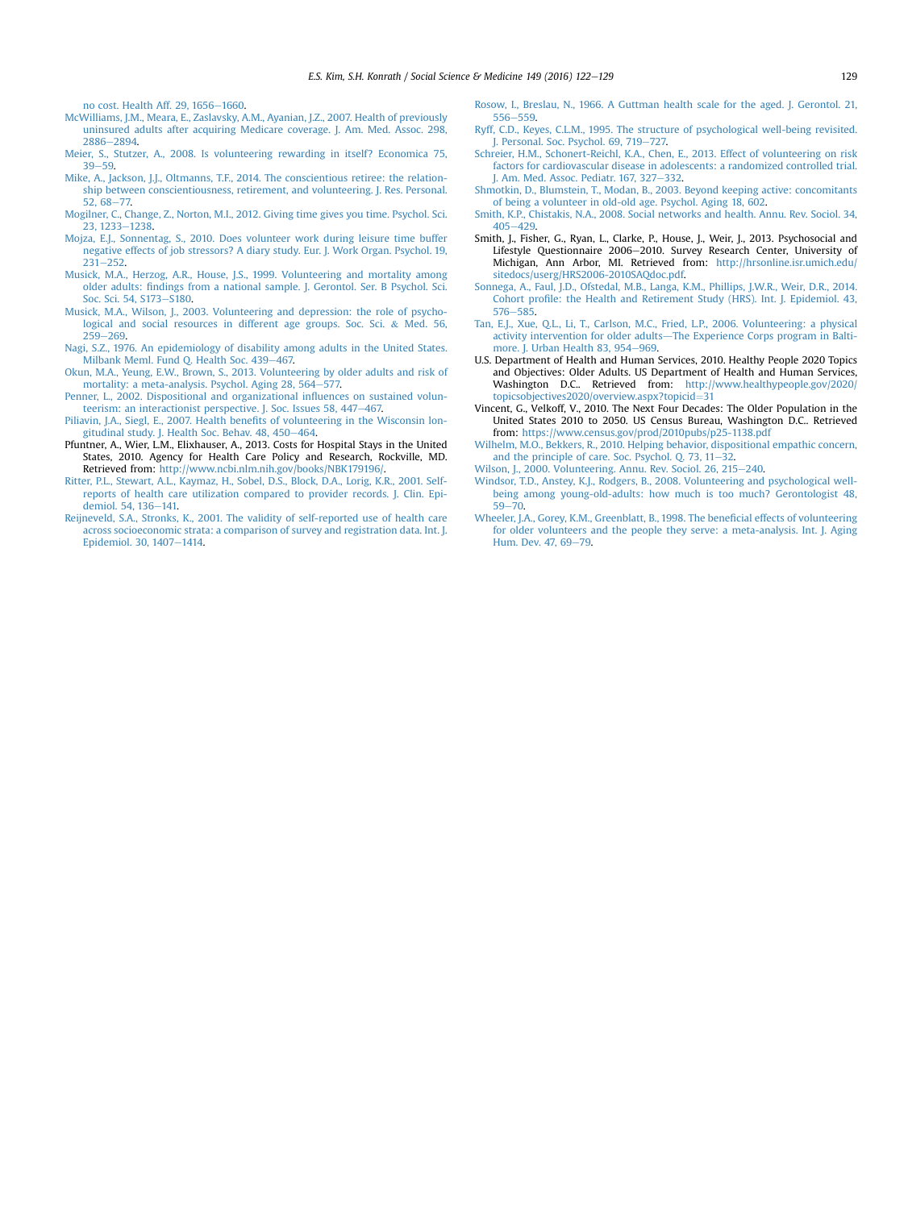no cost. Health Aff. 29, 1656–1660.

McWilliams, J.M., Meara, E., Zaslavsky, A.M., Ayanian, J.Z., 2007. Health of previously uninsured adults after acquiring Medicare coverage. J. Am. Med. Assoc. 298, 2886–2894.

Meier, S., Stutzer, A., 2008. Is volunteering rewarding in itself? Economica 75, 39–59.

Mike, A., Jackson, J.J., Oltmanns, T.F., 2014. The conscientious retiree: the relationship between conscientiousness, retirement, and volunteering. J. Res. Personal. 52, 68–77.

Mogilner, C., Change, Z., Norton, M.I., 2012. Giving time gives you time. Psychol. Sci. 23, 1233–1238.

Mojza, E.J., Sonnentag, S., 2010. Does volunteer work during leisure time buffer negative effects of job stressors? A diary study. Eur. J. Work Organ. Psychol. 19, 231–252.

Musick, M.A., Herzog, A.R., House, J.S., 1999. Volunteering and mortality among older adults: findings from a national sample. J. Gerontol. Ser. B Psychol. Sci. Soc. Sci. 54, S173–S180.

Musick, M.A., Wilson, J., 2003. Volunteering and depression: the role of psychological and social resources in different age groups. Soc. Sci. & Med. 56, 259–269.

Nagi, S.Z., 1976. An epidemiology of disability among adults in the United States. Milbank Meml. Fund Q. Health Soc. 439–467.

Okun, M.A., Yeung, E.W., Brown, S., 2013. Volunteering by older adults and risk of mortality: a meta-analysis. Psychol. Aging 28, 564–577.

Penner, L., 2002. Dispositional and organizational influences on sustained volunteerism: an interactionist perspective. J. Soc. Issues 58, 447–467.

Piliavin, J.A., Siegl, E., 2007. Health benefits of volunteering in the Wisconsin longitudinal study. J. Health Soc. Behav. 48, 450–464.

Pfuntner, A., Wier, L.M., Elixhauser, A., 2013. Costs for Hospital Stays in the United States, 2010. Agency for Health Care Policy and Research, Rockville, MD. Retrieved from: http://www.ncbi.nlm.nih.gov/books/NBK179196/.

Ritter, P.L., Stewart, A.L., Kaymaz, H., Sobel, D.S., Block, D.A., Lorig, K.R., 2001. Self-reports of health care utilization compared to provider records. J. Clin. Epidemiol. 54, 136–141.

Reijneveld, S.A., Stronks, K., 2001. The validity of self-reported use of health care across socioeconomic strata: a comparison of survey and registration data. Int. J. Epidemiol. 30, 1407–1414.

Rosow, I., Breslau, N., 1966. A Guttman health scale for the aged. J. Gerontol. 21, 556–559.

Ryff, C.D., Keyes, C.L.M., 1995. The structure of psychological well-being revisited. J. Personal. Soc. Psychol. 69, 719–727.

Schreier, H.M., Schonert-Reichl, K.A., Chen, E., 2013. Effect of volunteering on risk factors for cardiovascular disease in adolescents: a randomized controlled trial. J. Am. Med. Assoc. Pediatr. 167, 327–332.

Shmotkin, D., Blumstein, T., Modan, B., 2003. Beyond keeping active: concomitants of being a volunteer in old-old age. Psychol. Aging 18, 602.

Smith, K.P., Chistakis, N.A., 2008. Social networks and health. Annu. Rev. Sociol. 34, 405–429.

Smith, J., Fisher, G., Ryan, L., Clarke, P., House, J., Weir, J., 2013. Psychosocial and Lifestyle Questionnaire 2006–2010. Survey Research Center, University of Michigan, Ann Arbor, MI. Retrieved from: http://hrsonline.isr.umich.edu/sitedocs/userg/HRS2006-2010SAQdoc.pdf.

Sonnega, A., Faul, J.D., Ofstedal, M.B., Langa, K.M., Phillips, J.W.R., Weir, D.R., 2014. Cohort profile: the Health and Retirement Study (HRS). Int. J. Epidemiol. 43, 576–585.

Tan, E.J., Xue, Q.L., Li, T., Carlson, M.C., Fried, L.P., 2006. Volunteering: a physical activity intervention for older adults—The Experience Corps program in Baltimore. J. Urban Health 83, 954–969.

U.S. Department of Health and Human Services, 2010. Healthy People 2020 Topics and Objectives: Older Adults. US Department of Health and Human Services, Washington D.C.. Retrieved from: http://www.healthypeople.gov/2020/topicsobjectives2020/overview.aspx?topicid=31

Vincent, G., Velkoff, V., 2010. The Next Four Decades: The Older Population in the United States 2010 to 2050. US Census Bureau, Washington D.C.. Retrieved from: https://www.census.gov/prod/2010pubs/p25-1138.pdf

Wilhelm, M.O., Bekkers, R., 2010. Helping behavior, dispositional empathic concern, and the principle of care. Soc. Psychol. Q. 73, 11–32.

Wilson, J., 2000. Volunteering. Annu. Rev. Sociol. 26, 215–240.

Windsor, T.D., Anstey, K.J., Rodgers, B., 2008. Volunteering and psychological well-being among young-old-adults: how much is too much? Gerontologist 48, 59–70.

Wheeler, J.A., Gorey, K.M., Greenblatt, B., 1998. The beneficial effects of volunteering for older volunteers and the people they serve: a meta-analysis. Int. J. Aging Hum. Dev. 47, 69–79.